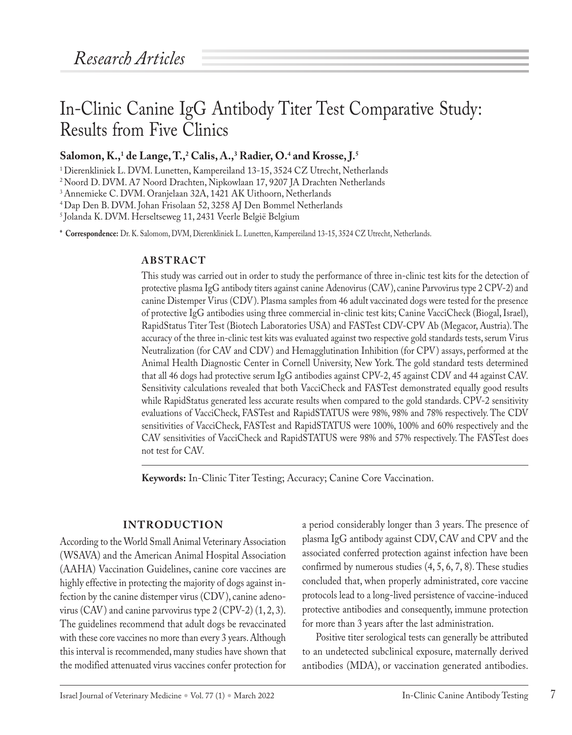*Research Articles*

# In-Clinic Canine IgG Antibody Titer Test Comparative Study: Results from Five Clinics

**Salomon, K.,[1] de Lange, T.,[2] Calis, A.,[3] Radier, O.[4] and Krosse, J.[5]**

[1] Dierenkliniek L. DVM. Lunetten, Kampereiland 13-15, 3524 CZ Utrecht, Netherlands
[2] Noord D. DVM. A7 Noord Drachten, Nipkowlaan 17, 9207 JA Drachten Netherlands
[3] Annemieke C. DVM. Oranjelaan 32A, 1421 AK Uithoorn, Netherlands
[4] Dap Den B. DVM. Johan Frisolaan 52, 3258 AJ Den Bommel Netherlands
[5] Jolanda K. DVM. Herseltseweg 11, 2431 Veerle België Belgium

\* **Correspondence:** Dr. K. Salomom, DVM, Dierenkliniek L. Lunetten, Kampereiland 13-15, 3524 CZ Utrecht, Netherlands.

## ABSTRACT

This study was carried out in order to study the performance of three in-clinic test kits for the detection of protective plasma IgG antibody titers against canine Adenovirus (CAV), canine Parvovirus type 2 CPV-2) and canine Distemper Virus (CDV). Plasma samples from 46 adult vaccinated dogs were tested for the presence of protective IgG antibodies using three commercial in-clinic test kits; Canine VacciCheck (Biogal, Israel), RapidStatus Titer Test (Biotech Laboratories USA) and FASTest CDV-CPV Ab (Megacor, Austria). The accuracy of the three in-clinic test kits was evaluated against two respective gold standards tests, serum Virus Neutralization (for CAV and CDV) and Hemagglutination Inhibition (for CPV) assays, performed at the Animal Health Diagnostic Center in Cornell University, New York. The gold standard tests determined that all 46 dogs had protective serum IgG antibodies against CPV-2, 45 against CDV and 44 against CAV. Sensitivity calculations revealed that both VacciCheck and FASTest demonstrated equally good results while RapidStatus generated less accurate results when compared to the gold standards. CPV-2 sensitivity evaluations of VacciCheck, FASTest and RapidSTATUS were 98%, 98% and 78% respectively. The CDV sensitivities of VacciCheck, FASTest and RapidSTATUS were 100%, 100% and 60% respectively and the CAV sensitivities of VacciCheck and RapidSTATUS were 98% and 57% respectively. The FASTest does not test for CAV.

**Keywords:** In-Clinic Titer Testing; Accuracy; Canine Core Vaccination.

## INTRODUCTION

According to the World Small Animal Veterinary Association (WSAVA) and the American Animal Hospital Association (AAHA) Vaccination Guidelines, canine core vaccines are highly effective in protecting the majority of dogs against infection by the canine distemper virus (CDV), canine adenovirus (CAV) and canine parvovirus type 2 (CPV-2) (1, 2, 3). The guidelines recommend that adult dogs be revaccinated with these core vaccines no more than every 3 years. Although this interval is recommended, many studies have shown that the modified attenuated virus vaccines confer protection for a period considerably longer than 3 years. The presence of plasma IgG antibody against CDV, CAV and CPV and the associated conferred protection against infection have been confirmed by numerous studies (4, 5, 6, 7, 8). These studies concluded that, when properly administrated, core vaccine protocols lead to a long-lived persistence of vaccine-induced protective antibodies and consequently, immune protection for more than 3 years after the last administration.

Positive titer serological tests can generally be attributed to an undetected subclinical exposure, maternally derived antibodies (MDA), or vaccination generated antibodies.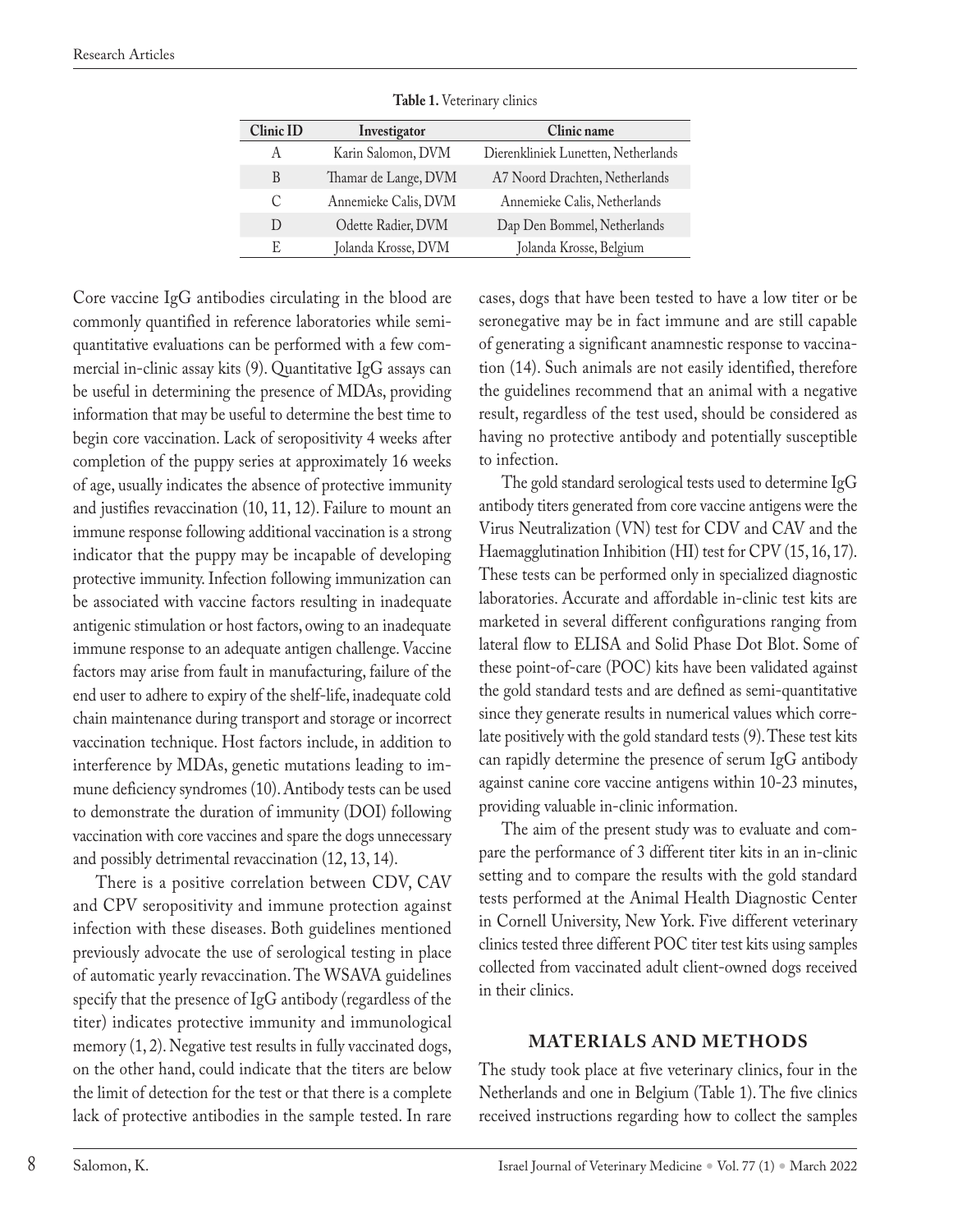**Table 1.** Veterinary clinics

| Clinic ID | Investigator | Clinic name |
|---|---|---|
| A | Karin Salomon, DVM | Dierenkliniek Lunetten, Netherlands |
| B | Thamar de Lange, DVM | A7 Noord Drachten, Netherlands |
| C | Annemieke Calis, DVM | Annemieke Calis, Netherlands |
| D | Odette Radier, DVM | Dap Den Bommel, Netherlands |
| E | Jolanda Krosse, DVM | Jolanda Krosse, Belgium |

Core vaccine IgG antibodies circulating in the blood are commonly quantified in reference laboratories while semi-quantitative evaluations can be performed with a few commercial in-clinic assay kits (9). Quantitative IgG assays can be useful in determining the presence of MDAs, providing information that may be useful to determine the best time to begin core vaccination. Lack of seropositivity 4 weeks after completion of the puppy series at approximately 16 weeks of age, usually indicates the absence of protective immunity and justifies revaccination (10, 11, 12). Failure to mount an immune response following additional vaccination is a strong indicator that the puppy may be incapable of developing protective immunity. Infection following immunization can be associated with vaccine factors resulting in inadequate antigenic stimulation or host factors, owing to an inadequate immune response to an adequate antigen challenge. Vaccine factors may arise from fault in manufacturing, failure of the end user to adhere to expiry of the shelf-life, inadequate cold chain maintenance during transport and storage or incorrect vaccination technique. Host factors include, in addition to interference by MDAs, genetic mutations leading to immune deficiency syndromes (10). Antibody tests can be used to demonstrate the duration of immunity (DOI) following vaccination with core vaccines and spare the dogs unnecessary and possibly detrimental revaccination (12, 13, 14).

There is a positive correlation between CDV, CAV and CPV seropositivity and immune protection against infection with these diseases. Both guidelines mentioned previously advocate the use of serological testing in place of automatic yearly revaccination. The WSAVA guidelines specify that the presence of IgG antibody (regardless of the titer) indicates protective immunity and immunological memory (1, 2). Negative test results in fully vaccinated dogs, on the other hand, could indicate that the titers are below the limit of detection for the test or that there is a complete lack of protective antibodies in the sample tested. In rare cases, dogs that have been tested to have a low titer or be seronegative may be in fact immune and are still capable of generating a significant anamnestic response to vaccination (14). Such animals are not easily identified, therefore the guidelines recommend that an animal with a negative result, regardless of the test used, should be considered as having no protective antibody and potentially susceptible to infection.

The gold standard serological tests used to determine IgG antibody titers generated from core vaccine antigens were the Virus Neutralization (VN) test for CDV and CAV and the Haemagglutination Inhibition (HI) test for CPV (15, 16, 17). These tests can be performed only in specialized diagnostic laboratories. Accurate and affordable in-clinic test kits are marketed in several different configurations ranging from lateral flow to ELISA and Solid Phase Dot Blot. Some of these point-of-care (POC) kits have been validated against the gold standard tests and are defined as semi-quantitative since they generate results in numerical values which correlate positively with the gold standard tests (9). These test kits can rapidly determine the presence of serum IgG antibody against canine core vaccine antigens within 10-23 minutes, providing valuable in-clinic information.

The aim of the present study was to evaluate and compare the performance of 3 different titer kits in an in-clinic setting and to compare the results with the gold standard tests performed at the Animal Health Diagnostic Center in Cornell University, New York. Five different veterinary clinics tested three different POC titer test kits using samples collected from vaccinated adult client-owned dogs received in their clinics.

## MATERIALS AND METHODS

The study took place at five veterinary clinics, four in the Netherlands and one in Belgium (Table 1). The five clinics received instructions regarding how to collect the samples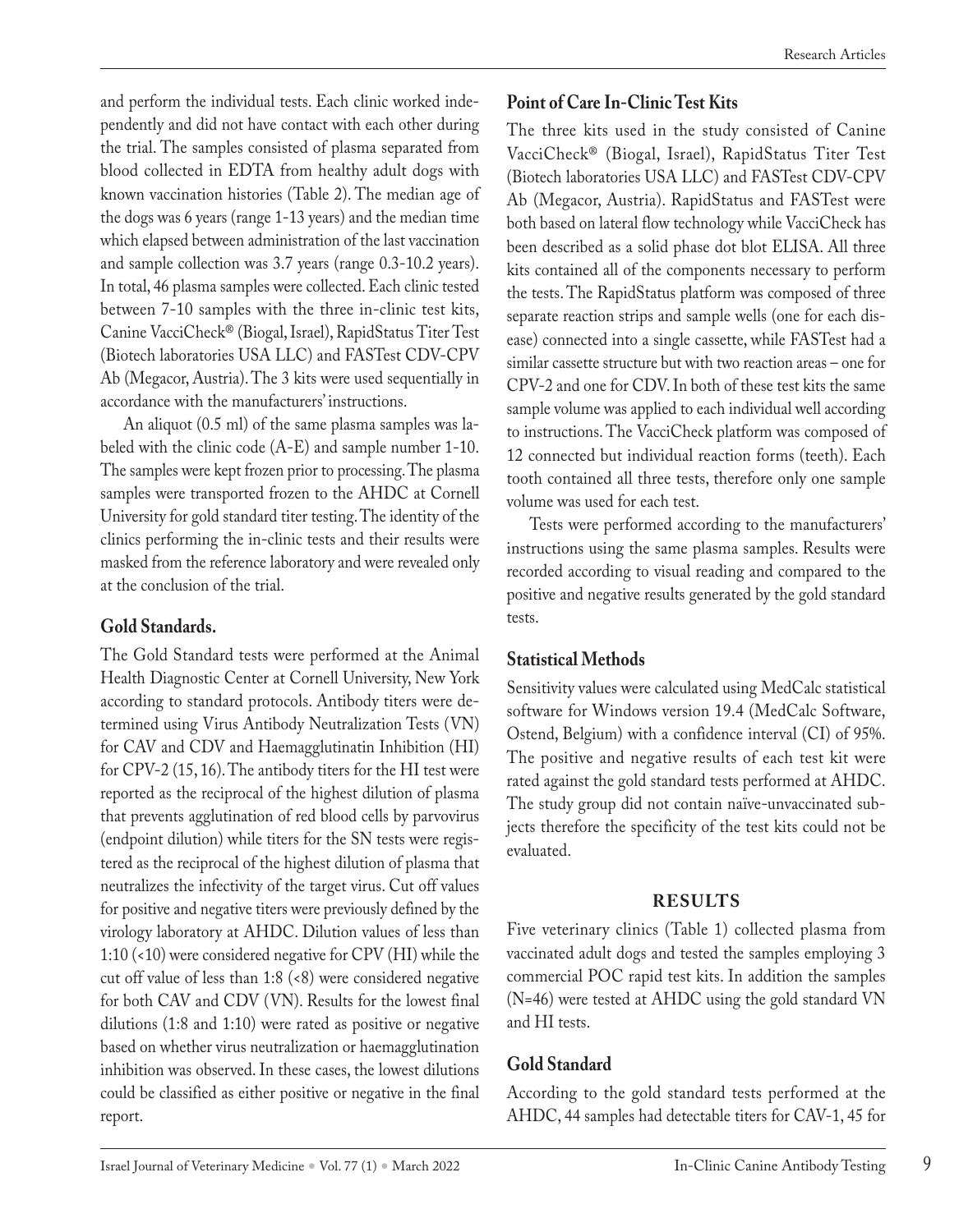and perform the individual tests. Each clinic worked independently and did not have contact with each other during the trial. The samples consisted of plasma separated from blood collected in EDTA from healthy adult dogs with known vaccination histories (Table 2). The median age of the dogs was 6 years (range 1-13 years) and the median time which elapsed between administration of the last vaccination and sample collection was 3.7 years (range 0.3-10.2 years). In total, 46 plasma samples were collected. Each clinic tested between 7-10 samples with the three in-clinic test kits, Canine VacciCheck® (Biogal, Israel), RapidStatus Titer Test (Biotech laboratories USA LLC) and FASTest CDV-CPV Ab (Megacor, Austria). The 3 kits were used sequentially in accordance with the manufacturers' instructions.

An aliquot (0.5 ml) of the same plasma samples was labeled with the clinic code (A-E) and sample number 1-10. The samples were kept frozen prior to processing. The plasma samples were transported frozen to the AHDC at Cornell University for gold standard titer testing. The identity of the clinics performing the in-clinic tests and their results were masked from the reference laboratory and were revealed only at the conclusion of the trial.

## Gold Standards.

The Gold Standard tests were performed at the Animal Health Diagnostic Center at Cornell University, New York according to standard protocols. Antibody titers were determined using Virus Antibody Neutralization Tests (VN) for CAV and CDV and Haemagglutinatin Inhibition (HI) for CPV-2 (15, 16). The antibody titers for the HI test were reported as the reciprocal of the highest dilution of plasma that prevents agglutination of red blood cells by parvovirus (endpoint dilution) while titers for the SN tests were registered as the reciprocal of the highest dilution of plasma that neutralizes the infectivity of the target virus. Cut off values for positive and negative titers were previously defined by the virology laboratory at AHDC. Dilution values of less than 1:10 (<10) were considered negative for CPV (HI) while the cut off value of less than 1:8 (<8) were considered negative for both CAV and CDV (VN). Results for the lowest final dilutions (1:8 and 1:10) were rated as positive or negative based on whether virus neutralization or haemagglutination inhibition was observed. In these cases, the lowest dilutions could be classified as either positive or negative in the final report.

## Point of Care In-Clinic Test Kits

The three kits used in the study consisted of Canine VacciCheck® (Biogal, Israel), RapidStatus Titer Test (Biotech laboratories USA LLC) and FASTest CDV-CPV Ab (Megacor, Austria). RapidStatus and FASTest were both based on lateral flow technology while VacciCheck has been described as a solid phase dot blot ELISA. All three kits contained all of the components necessary to perform the tests. The RapidStatus platform was composed of three separate reaction strips and sample wells (one for each disease) connected into a single cassette, while FASTest had a similar cassette structure but with two reaction areas – one for CPV-2 and one for CDV. In both of these test kits the same sample volume was applied to each individual well according to instructions. The VacciCheck platform was composed of 12 connected but individual reaction forms (teeth). Each tooth contained all three tests, therefore only one sample volume was used for each test.

Tests were performed according to the manufacturers' instructions using the same plasma samples. Results were recorded according to visual reading and compared to the positive and negative results generated by the gold standard tests.

## Statistical Methods

Sensitivity values were calculated using MedCalc statistical software for Windows version 19.4 (MedCalc Software, Ostend, Belgium) with a confidence interval (CI) of 95%. The positive and negative results of each test kit were rated against the gold standard tests performed at AHDC. The study group did not contain naïve-unvaccinated subjects therefore the specificity of the test kits could not be evaluated.

# RESULTS

Five veterinary clinics (Table 1) collected plasma from vaccinated adult dogs and tested the samples employing 3 commercial POC rapid test kits. In addition the samples (N=46) were tested at AHDC using the gold standard VN and HI tests.

## Gold Standard

According to the gold standard tests performed at the AHDC, 44 samples had detectable titers for CAV-1, 45 for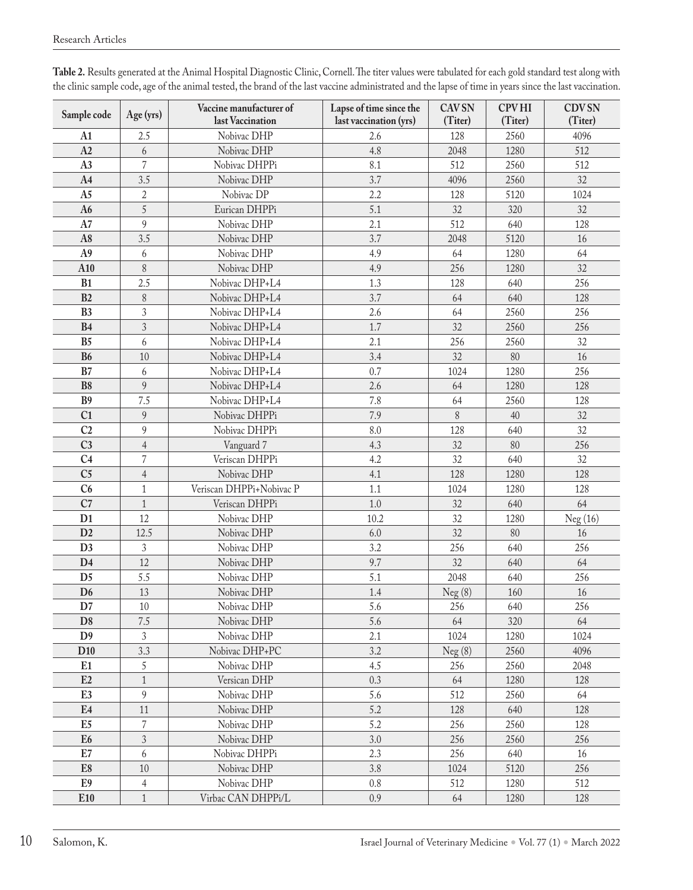**Table 2.** Results generated at the Animal Hospital Diagnostic Clinic, Cornell. The titer values were tabulated for each gold standard test along with the clinic sample code, age of the animal tested, the brand of the last vaccine administrated and the lapse of time in years since the last vaccination.

| Sample code | Age (yrs) | Vaccine manufacturer of last Vaccination | Lapse of time since the last vaccination (yrs) | CAV SN (Titer) | CPV HI (Titer) | CDV SN (Titer) |
|---|---|---|---|---|---|---|
| A1 | 2.5 | Nobivac DHP | 2.6 | 128 | 2560 | 4096 |
| A2 | 6 | Nobivac DHP | 4.8 | 2048 | 1280 | 512 |
| A3 | 7 | Nobivac DHPPi | 8.1 | 512 | 2560 | 512 |
| A4 | 3.5 | Nobivac DHP | 3.7 | 4096 | 2560 | 32 |
| A5 | 2 | Nobivac DP | 2.2 | 128 | 5120 | 1024 |
| A6 | 5 | Eurican DHPPi | 5.1 | 32 | 320 | 32 |
| A7 | 9 | Nobivac DHP | 2.1 | 512 | 640 | 128 |
| A8 | 3.5 | Nobivac DHP | 3.7 | 2048 | 5120 | 16 |
| A9 | 6 | Nobivac DHP | 4.9 | 64 | 1280 | 64 |
| A10 | 8 | Nobivac DHP | 4.9 | 256 | 1280 | 32 |
| B1 | 2.5 | Nobivac DHP+L4 | 1.3 | 128 | 640 | 256 |
| B2 | 8 | Nobivac DHP+L4 | 3.7 | 64 | 640 | 128 |
| B3 | 3 | Nobivac DHP+L4 | 2.6 | 64 | 2560 | 256 |
| B4 | 3 | Nobivac DHP+L4 | 1.7 | 32 | 2560 | 256 |
| B5 | 6 | Nobivac DHP+L4 | 2.1 | 256 | 2560 | 32 |
| B6 | 10 | Nobivac DHP+L4 | 3.4 | 32 | 80 | 16 |
| B7 | 6 | Nobivac DHP+L4 | 0.7 | 1024 | 1280 | 256 |
| B8 | 9 | Nobivac DHP+L4 | 2.6 | 64 | 1280 | 128 |
| B9 | 7.5 | Nobivac DHP+L4 | 7.8 | 64 | 2560 | 128 |
| C1 | 9 | Nobivac DHPPi | 7.9 | 8 | 40 | 32 |
| C2 | 9 | Nobivac DHPPi | 8.0 | 128 | 640 | 32 |
| C3 | 4 | Vanguard 7 | 4.3 | 32 | 80 | 256 |
| C4 | 7 | Veriscan DHPPi | 4.2 | 32 | 640 | 32 |
| C5 | 4 | Nobivac DHP | 4.1 | 128 | 1280 | 128 |
| C6 | 1 | Veriscan DHPPi+Nobivac P | 1.1 | 1024 | 1280 | 128 |
| C7 | 1 | Veriscan DHPPi | 1.0 | 32 | 640 | 64 |
| D1 | 12 | Nobivac DHP | 10.2 | 32 | 1280 | Neg (16) |
| D2 | 12.5 | Nobivac DHP | 6.0 | 32 | 80 | 16 |
| D3 | 3 | Nobivac DHP | 3.2 | 256 | 640 | 256 |
| D4 | 12 | Nobivac DHP | 9.7 | 32 | 640 | 64 |
| D5 | 5.5 | Nobivac DHP | 5.1 | 2048 | 640 | 256 |
| D6 | 13 | Nobivac DHP | 1.4 | Neg (8) | 160 | 16 |
| D7 | 10 | Nobivac DHP | 5.6 | 256 | 640 | 256 |
| D8 | 7.5 | Nobivac DHP | 5.6 | 64 | 320 | 64 |
| D9 | 3 | Nobivac DHP | 2.1 | 1024 | 1280 | 1024 |
| D10 | 3.3 | Nobivac DHP+PC | 3.2 | Neg (8) | 2560 | 4096 |
| E1 | 5 | Nobivac DHP | 4.5 | 256 | 2560 | 2048 |
| E2 | 1 | Versican DHP | 0.3 | 64 | 1280 | 128 |
| E3 | 9 | Nobivac DHP | 5.6 | 512 | 2560 | 64 |
| E4 | 11 | Nobivac DHP | 5.2 | 128 | 640 | 128 |
| E5 | 7 | Nobivac DHP | 5.2 | 256 | 2560 | 128 |
| E6 | 3 | Nobivac DHP | 3.0 | 256 | 2560 | 256 |
| E7 | 6 | Nobivac DHPPi | 2.3 | 256 | 640 | 16 |
| E8 | 10 | Nobivac DHP | 3.8 | 1024 | 5120 | 256 |
| E9 | 4 | Nobivac DHP | 0.8 | 512 | 1280 | 512 |
| E10 | 1 | Virbac CAN DHPPi/L | 0.9 | 64 | 1280 | 128 |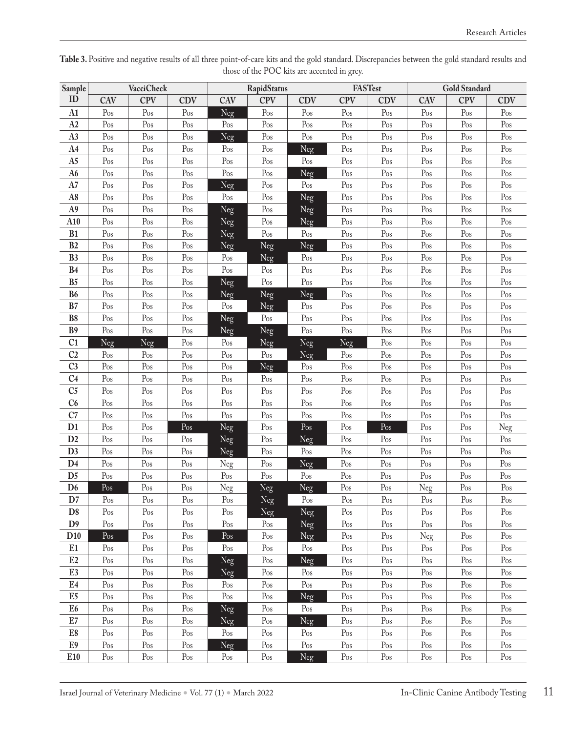**Table 3.** Positive and negative results of all three point-of-care kits and the gold standard. Discrepancies between the gold standard results and those of the POC kits are accented in grey.

| Sample ID | VacciCheck | | | RapidStatus | | | FASTest | | Gold Standard | | |
|---|---|---|---|---|---|---|---|---|---|---|---|
| | CAV | CPV | CDV | CAV | CPV | CDV | CPV | CDV | CAV | CPV | CDV |
| A1 | Pos | Pos | Pos | Neg | Pos | Pos | Pos | Pos | Pos | Pos | Pos |
| A2 | Pos | Pos | Pos | Pos | Pos | Pos | Pos | Pos | Pos | Pos | Pos |
| A3 | Pos | Pos | Pos | Neg | Pos | Pos | Pos | Pos | Pos | Pos | Pos |
| A4 | Pos | Pos | Pos | Pos | Pos | Neg | Pos | Pos | Pos | Pos | Pos |
| A5 | Pos | Pos | Pos | Pos | Pos | Pos | Pos | Pos | Pos | Pos | Pos |
| A6 | Pos | Pos | Pos | Pos | Pos | Neg | Pos | Pos | Pos | Pos | Pos |
| A7 | Pos | Pos | Pos | Neg | Pos | Pos | Pos | Pos | Pos | Pos | Pos |
| A8 | Pos | Pos | Pos | Pos | Pos | Neg | Pos | Pos | Pos | Pos | Pos |
| A9 | Pos | Pos | Pos | Neg | Pos | Neg | Pos | Pos | Pos | Pos | Pos |
| A10 | Pos | Pos | Pos | Neg | Pos | Neg | Pos | Pos | Pos | Pos | Pos |
| B1 | Pos | Pos | Pos | Neg | Pos | Pos | Pos | Pos | Pos | Pos | Pos |
| B2 | Pos | Pos | Pos | Neg | Neg | Neg | Pos | Pos | Pos | Pos | Pos |
| B3 | Pos | Pos | Pos | Pos | Neg | Pos | Pos | Pos | Pos | Pos | Pos |
| B4 | Pos | Pos | Pos | Pos | Pos | Pos | Pos | Pos | Pos | Pos | Pos |
| B5 | Pos | Pos | Pos | Neg | Pos | Pos | Pos | Pos | Pos | Pos | Pos |
| B6 | Pos | Pos | Pos | Neg | Neg | Neg | Pos | Pos | Pos | Pos | Pos |
| B7 | Pos | Pos | Pos | Pos | Neg | Pos | Pos | Pos | Pos | Pos | Pos |
| B8 | Pos | Pos | Pos | Neg | Pos | Pos | Pos | Pos | Pos | Pos | Pos |
| B9 | Pos | Pos | Pos | Neg | Neg | Pos | Pos | Pos | Pos | Pos | Pos |
| C1 | Neg | Neg | Pos | Pos | Neg | Neg | Neg | Pos | Pos | Pos | Pos |
| C2 | Pos | Pos | Pos | Pos | Pos | Neg | Pos | Pos | Pos | Pos | Pos |
| C3 | Pos | Pos | Pos | Pos | Neg | Pos | Pos | Pos | Pos | Pos | Pos |
| C4 | Pos | Pos | Pos | Pos | Pos | Pos | Pos | Pos | Pos | Pos | Pos |
| C5 | Pos | Pos | Pos | Pos | Pos | Pos | Pos | Pos | Pos | Pos | Pos |
| C6 | Pos | Pos | Pos | Pos | Pos | Pos | Pos | Pos | Pos | Pos | Pos |
| C7 | Pos | Pos | Pos | Pos | Pos | Pos | Pos | Pos | Pos | Pos | Pos |
| D1 | Pos | Pos | Pos | Neg | Pos | Pos | Pos | Pos | Pos | Pos | Neg |
| D2 | Pos | Pos | Pos | Neg | Pos | Neg | Pos | Pos | Pos | Pos | Pos |
| D3 | Pos | Pos | Pos | Neg | Pos | Pos | Pos | Pos | Pos | Pos | Pos |
| D4 | Pos | Pos | Pos | Neg | Pos | Neg | Pos | Pos | Pos | Pos | Pos |
| D5 | Pos | Pos | Pos | Pos | Pos | Pos | Pos | Pos | Pos | Pos | Pos |
| D6 | Pos | Pos | Pos | Neg | Neg | Neg | Pos | Pos | Neg | Pos | Pos |
| D7 | Pos | Pos | Pos | Pos | Neg | Pos | Pos | Pos | Pos | Pos | Pos |
| D8 | Pos | Pos | Pos | Pos | Neg | Neg | Pos | Pos | Pos | Pos | Pos |
| D9 | Pos | Pos | Pos | Pos | Pos | Neg | Pos | Pos | Pos | Pos | Pos |
| D10 | Pos | Pos | Pos | Pos | Pos | Neg | Pos | Pos | Neg | Pos | Pos |
| E1 | Pos | Pos | Pos | Pos | Pos | Pos | Pos | Pos | Pos | Pos | Pos |
| E2 | Pos | Pos | Pos | Neg | Pos | Neg | Pos | Pos | Pos | Pos | Pos |
| E3 | Pos | Pos | Pos | Neg | Pos | Pos | Pos | Pos | Pos | Pos | Pos |
| E4 | Pos | Pos | Pos | Pos | Pos | Pos | Pos | Pos | Pos | Pos | Pos |
| E5 | Pos | Pos | Pos | Pos | Pos | Neg | Pos | Pos | Pos | Pos | Pos |
| E6 | Pos | Pos | Pos | Neg | Pos | Pos | Pos | Pos | Pos | Pos | Pos |
| E7 | Pos | Pos | Pos | Neg | Pos | Neg | Pos | Pos | Pos | Pos | Pos |
| E8 | Pos | Pos | Pos | Pos | Pos | Pos | Pos | Pos | Pos | Pos | Pos |
| E9 | Pos | Pos | Pos | Neg | Pos | Pos | Pos | Pos | Pos | Pos | Pos |
| E10 | Pos | Pos | Pos | Pos | Pos | Neg | Pos | Pos | Pos | Pos | Pos |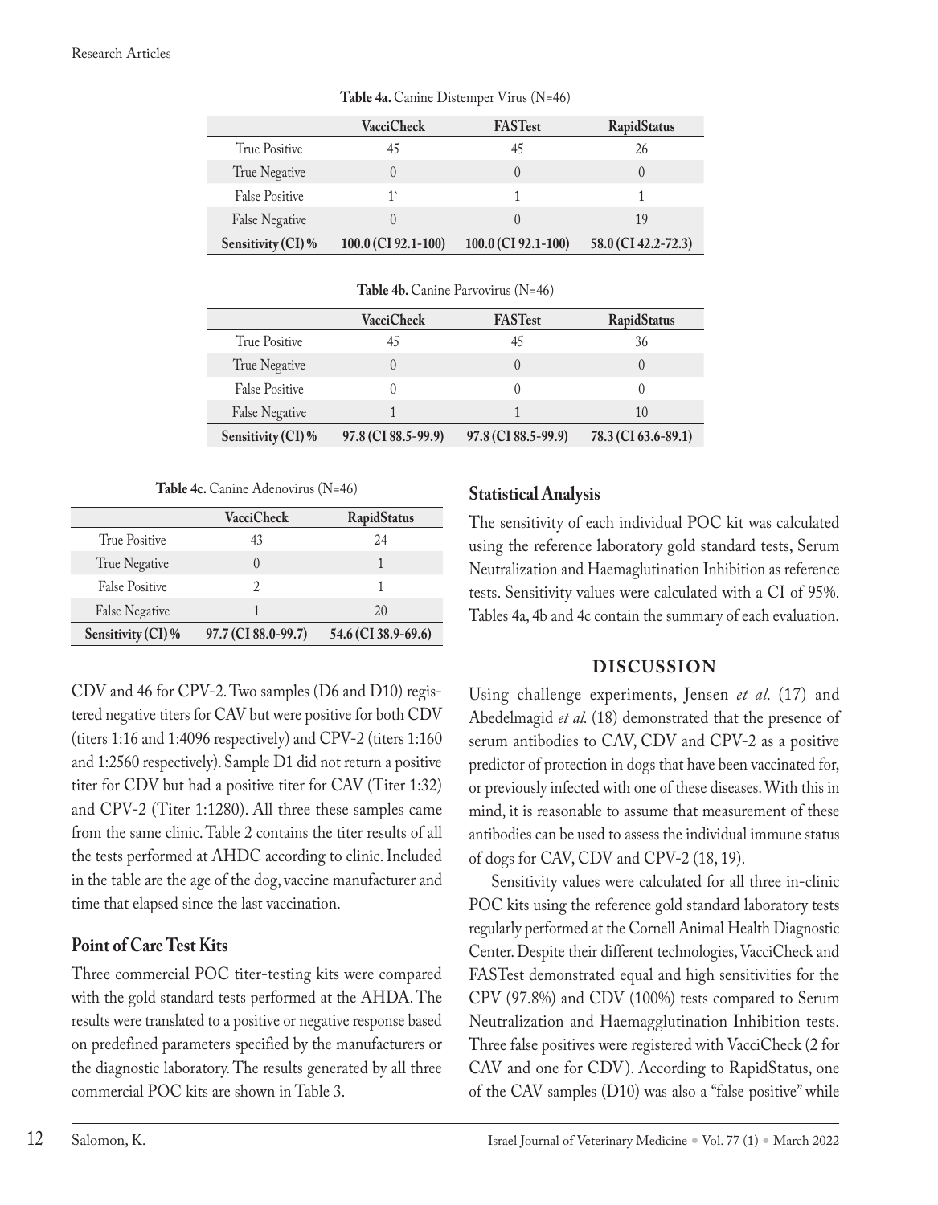**Table 4a.** Canine Distemper Virus (N=46)

| | VacciCheck | FASTest | RapidStatus |
|---|---|---|---|
| True Positive | 45 | 45 | 26 |
| True Negative | 0 | 0 | 0 |
| False Positive | 1` | 1 | 1 |
| False Negative | 0 | 0 | 19 |
| **Sensitivity (CI) %** | **100.0 (CI 92.1-100)** | **100.0 (CI 92.1-100)** | **58.0 (CI 42.2-72.3)** |

**Table 4b.** Canine Parvovirus (N=46)

| | VacciCheck | FASTest | RapidStatus |
|---|---|---|---|
| True Positive | 45 | 45 | 36 |
| True Negative | 0 | 0 | 0 |
| False Positive | 0 | 0 | 0 |
| False Negative | 1 | 1 | 10 |
| **Sensitivity (CI) %** | **97.8 (CI 88.5-99.9)** | **97.8 (CI 88.5-99.9)** | **78.3 (CI 63.6-89.1)** |

**Table 4c.** Canine Adenovirus (N=46)

| | VacciCheck | RapidStatus |
|---|---|---|
| True Positive | 43 | 24 |
| True Negative | 0 | 1 |
| False Positive | 2 | 1 |
| False Negative | 1 | 20 |
| **Sensitivity (CI) %** | **97.7 (CI 88.0-99.7)** | **54.6 (CI 38.9-69.6)** |

CDV and 46 for CPV-2. Two samples (D6 and D10) registered negative titers for CAV but were positive for both CDV (titers 1:16 and 1:4096 respectively) and CPV-2 (titers 1:160 and 1:2560 respectively). Sample D1 did not return a positive titer for CDV but had a positive titer for CAV (Titer 1:32) and CPV-2 (Titer 1:1280). All three these samples came from the same clinic. Table 2 contains the titer results of all the tests performed at AHDC according to clinic. Included in the table are the age of the dog, vaccine manufacturer and time that elapsed since the last vaccination.

## Point of Care Test Kits

Three commercial POC titer-testing kits were compared with the gold standard tests performed at the AHDA. The results were translated to a positive or negative response based on predefined parameters specified by the manufacturers or the diagnostic laboratory. The results generated by all three commercial POC kits are shown in Table 3.

## Statistical Analysis

The sensitivity of each individual POC kit was calculated using the reference laboratory gold standard tests, Serum Neutralization and Haemaglutination Inhibition as reference tests. Sensitivity values were calculated with a CI of 95%. Tables 4a, 4b and 4c contain the summary of each evaluation.

# DISCUSSION

Using challenge experiments, Jensen *et al.* (17) and Abedelmagid *et al.* (18) demonstrated that the presence of serum antibodies to CAV, CDV and CPV-2 as a positive predictor of protection in dogs that have been vaccinated for, or previously infected with one of these diseases. With this in mind, it is reasonable to assume that measurement of these antibodies can be used to assess the individual immune status of dogs for CAV, CDV and CPV-2 (18, 19).

Sensitivity values were calculated for all three in-clinic POC kits using the reference gold standard laboratory tests regularly performed at the Cornell Animal Health Diagnostic Center. Despite their different technologies, VacciCheck and FASTest demonstrated equal and high sensitivities for the CPV (97.8%) and CDV (100%) tests compared to Serum Neutralization and Haemagglutination Inhibition tests. Three false positives were registered with VacciCheck (2 for CAV and one for CDV). According to RapidStatus, one of the CAV samples (D10) was also a "false positive" while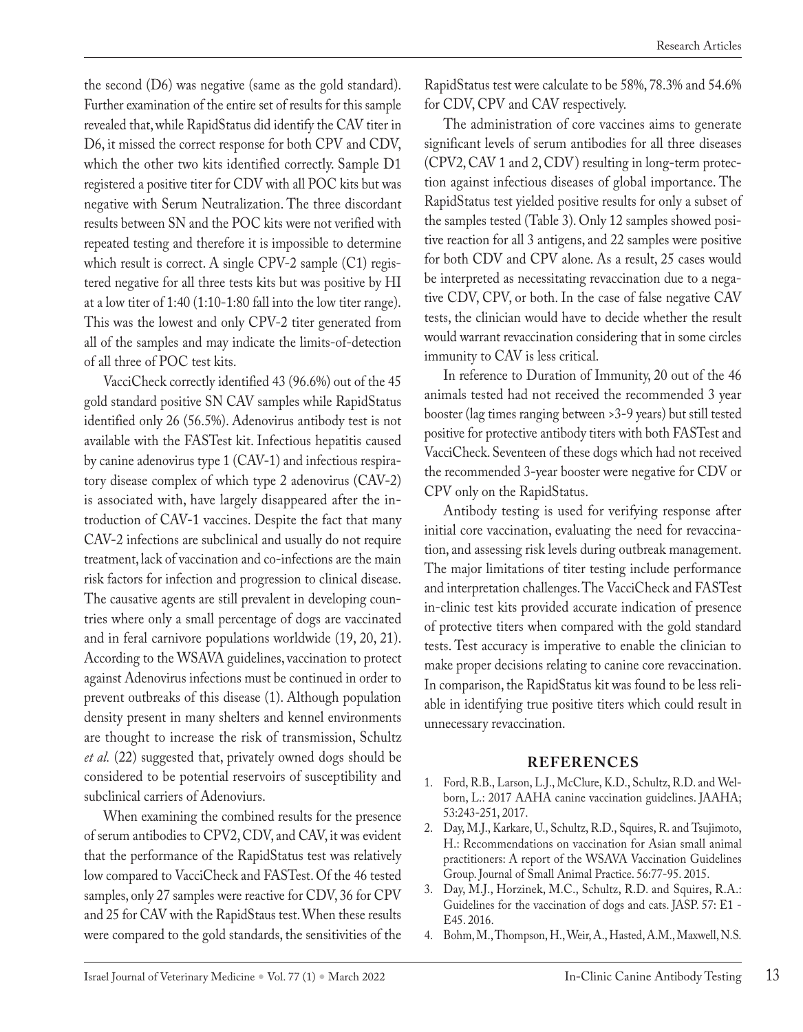the second (D6) was negative (same as the gold standard). Further examination of the entire set of results for this sample revealed that, while RapidStatus did identify the CAV titer in D6, it missed the correct response for both CPV and CDV, which the other two kits identified correctly. Sample D1 registered a positive titer for CDV with all POC kits but was negative with Serum Neutralization. The three discordant results between SN and the POC kits were not verified with repeated testing and therefore it is impossible to determine which result is correct. A single CPV-2 sample (C1) registered negative for all three tests kits but was positive by HI at a low titer of 1:40 (1:10-1:80 fall into the low titer range). This was the lowest and only CPV-2 titer generated from all of the samples and may indicate the limits-of-detection of all three of POC test kits.

VacciCheck correctly identified 43 (96.6%) out of the 45 gold standard positive SN CAV samples while RapidStatus identified only 26 (56.5%). Adenovirus antibody test is not available with the FASTest kit. Infectious hepatitis caused by canine adenovirus type 1 (CAV-1) and infectious respiratory disease complex of which type 2 adenovirus (CAV-2) is associated with, have largely disappeared after the introduction of CAV-1 vaccines. Despite the fact that many CAV-2 infections are subclinical and usually do not require treatment, lack of vaccination and co-infections are the main risk factors for infection and progression to clinical disease. The causative agents are still prevalent in developing countries where only a small percentage of dogs are vaccinated and in feral carnivore populations worldwide (19, 20, 21). According to the WSAVA guidelines, vaccination to protect against Adenovirus infections must be continued in order to prevent outbreaks of this disease (1). Although population density present in many shelters and kennel environments are thought to increase the risk of transmission, Schultz *et al.* (22) suggested that, privately owned dogs should be considered to be potential reservoirs of susceptibility and subclinical carriers of Adenoviurs.

When examining the combined results for the presence of serum antibodies to CPV2, CDV, and CAV, it was evident that the performance of the RapidStatus test was relatively low compared to VacciCheck and FASTest. Of the 46 tested samples, only 27 samples were reactive for CDV, 36 for CPV and 25 for CAV with the RapidStaus test. When these results were compared to the gold standards, the sensitivities of the RapidStatus test were calculate to be 58%, 78.3% and 54.6% for CDV, CPV and CAV respectively.

The administration of core vaccines aims to generate significant levels of serum antibodies for all three diseases (CPV2, CAV 1 and 2, CDV) resulting in long-term protection against infectious diseases of global importance. The RapidStatus test yielded positive results for only a subset of the samples tested (Table 3). Only 12 samples showed positive reaction for all 3 antigens, and 22 samples were positive for both CDV and CPV alone. As a result, 25 cases would be interpreted as necessitating revaccination due to a negative CDV, CPV, or both. In the case of false negative CAV tests, the clinician would have to decide whether the result would warrant revaccination considering that in some circles immunity to CAV is less critical.

In reference to Duration of Immunity, 20 out of the 46 animals tested had not received the recommended 3 year booster (lag times ranging between >3-9 years) but still tested positive for protective antibody titers with both FASTest and VacciCheck. Seventeen of these dogs which had not received the recommended 3-year booster were negative for CDV or CPV only on the RapidStatus.

Antibody testing is used for verifying response after initial core vaccination, evaluating the need for revaccination, and assessing risk levels during outbreak management. The major limitations of titer testing include performance and interpretation challenges. The VacciCheck and FASTest in-clinic test kits provided accurate indication of presence of protective titers when compared with the gold standard tests. Test accuracy is imperative to enable the clinician to make proper decisions relating to canine core revaccination. In comparison, the RapidStatus kit was found to be less reliable in identifying true positive titers which could result in unnecessary revaccination.

## REFERENCES

1. Ford, R.B., Larson, L.J., McClure, K.D., Schultz, R.D. and Welborn, L.: 2017 AAHA canine vaccination guidelines. JAAHA; 53:243-251, 2017.
2. Day, M.J., Karkare, U., Schultz, R.D., Squires, R. and Tsujimoto, H.: Recommendations on vaccination for Asian small animal practitioners: A report of the WSAVA Vaccination Guidelines Group. Journal of Small Animal Practice. 56:77-95. 2015.
3. Day, M.J., Horzinek, M.C., Schultz, R.D. and Squires, R.A.: Guidelines for the vaccination of dogs and cats. JASP. 57: E1 - E45. 2016.
4. Bohm, M., Thompson, H., Weir, A., Hasted, A.M., Maxwell, N.S.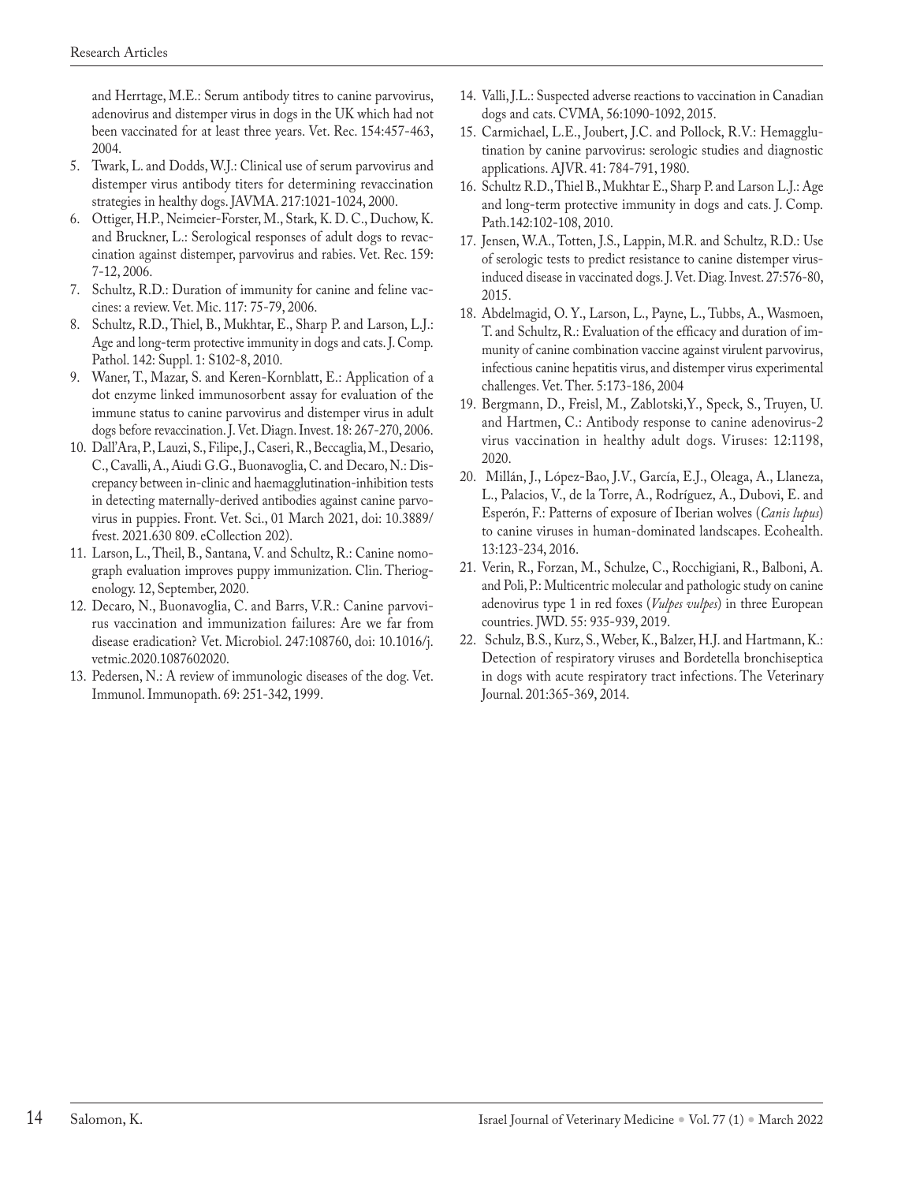and Herrtage, M.E.: Serum antibody titres to canine parvovirus, adenovirus and distemper virus in dogs in the UK which had not been vaccinated for at least three years. Vet. Rec. 154:457-463, 2004.

5. Twark, L. and Dodds, W.J.: Clinical use of serum parvovirus and distemper virus antibody titers for determining revaccination strategies in healthy dogs. JAVMA. 217:1021-1024, 2000.
6. Ottiger, H.P., Neimeier-Forster, M., Stark, K. D. C., Duchow, K. and Bruckner, L.: Serological responses of adult dogs to revaccination against distemper, parvovirus and rabies. Vet. Rec. 159: 7-12, 2006.
7. Schultz, R.D.: Duration of immunity for canine and feline vaccines: a review. Vet. Mic. 117: 75-79, 2006.
8. Schultz, R.D., Thiel, B., Mukhtar, E., Sharp P. and Larson, L.J.: Age and long-term protective immunity in dogs and cats. J. Comp. Pathol. 142: Suppl. 1: S102-8, 2010.
9. Waner, T., Mazar, S. and Keren-Kornblatt, E.: Application of a dot enzyme linked immunosorbent assay for evaluation of the immune status to canine parvovirus and distemper virus in adult dogs before revaccination. J. Vet. Diagn. Invest. 18: 267-270, 2006.
10. Dall'Ara, P., Lauzi, S., Filipe, J., Caseri, R., Beccaglia, M., Desario, C., Cavalli, A., Aiudi G.G., Buonavoglia, C. and Decaro, N.: Discrepancy between in-clinic and haemagglutination-inhibition tests in detecting maternally-derived antibodies against canine parvovirus in puppies. Front. Vet. Sci., 01 March 2021, doi: 10.3889/fvest. 2021.630 809. eCollection 202).
11. Larson, L., Theil, B., Santana, V. and Schultz, R.: Canine nomograph evaluation improves puppy immunization. Clin. Theriogenology. 12, September, 2020.
12. Decaro, N., Buonavoglia, C. and Barrs, V.R.: Canine parvovirus vaccination and immunization failures: Are we far from disease eradication? Vet. Microbiol. 247:108760, doi: 10.1016/j.vetmic.2020.1087602020.
13. Pedersen, N.: A review of immunologic diseases of the dog. Vet. Immunol. Immunopath. 69: 251-342, 1999.
14. Valli, J.L.: Suspected adverse reactions to vaccination in Canadian dogs and cats. CVMA, 56:1090-1092, 2015.
15. Carmichael, L.E., Joubert, J.C. and Pollock, R.V.: Hemagglutination by canine parvovirus: serologic studies and diagnostic applications. AJVR. 41: 784-791, 1980.
16. Schultz R.D., Thiel B., Mukhtar E., Sharp P. and Larson L.J.: Age and long-term protective immunity in dogs and cats. J. Comp. Path.142:102-108, 2010.
17. Jensen, W.A., Totten, J.S., Lappin, M.R. and Schultz, R.D.: Use of serologic tests to predict resistance to canine distemper virus-induced disease in vaccinated dogs. J. Vet. Diag. Invest. 27:576-80, 2015.
18. Abdelmagid, O. Y., Larson, L., Payne, L., Tubbs, A., Wasmoen, T. and Schultz, R.: Evaluation of the efficacy and duration of immunity of canine combination vaccine against virulent parvovirus, infectious canine hepatitis virus, and distemper virus experimental challenges. Vet. Ther. 5:173-186, 2004
19. Bergmann, D., Freisl, M., Zablotski,Y., Speck, S., Truyen, U. and Hartmen, C.: Antibody response to canine adenovirus-2 virus vaccination in healthy adult dogs. Viruses: 12:1198, 2020.
20. Millán, J., López-Bao, J.V., García, E.J., Oleaga, A., Llaneza, L., Palacios, V., de la Torre, A., Rodríguez, A., Dubovi, E. and Esperón, F.: Patterns of exposure of Iberian wolves (*Canis lupus*) to canine viruses in human-dominated landscapes. Ecohealth. 13:123-234, 2016.
21. Verin, R., Forzan, M., Schulze, C., Rocchigiani, R., Balboni, A. and Poli, P.: Multicentric molecular and pathologic study on canine adenovirus type 1 in red foxes (*Vulpes vulpes*) in three European countries. JWD. 55: 935-939, 2019.
22. Schulz, B.S., Kurz, S., Weber, K., Balzer, H.J. and Hartmann, K.: Detection of respiratory viruses and Bordetella bronchiseptica in dogs with acute respiratory tract infections. The Veterinary Journal. 201:365-369, 2014.